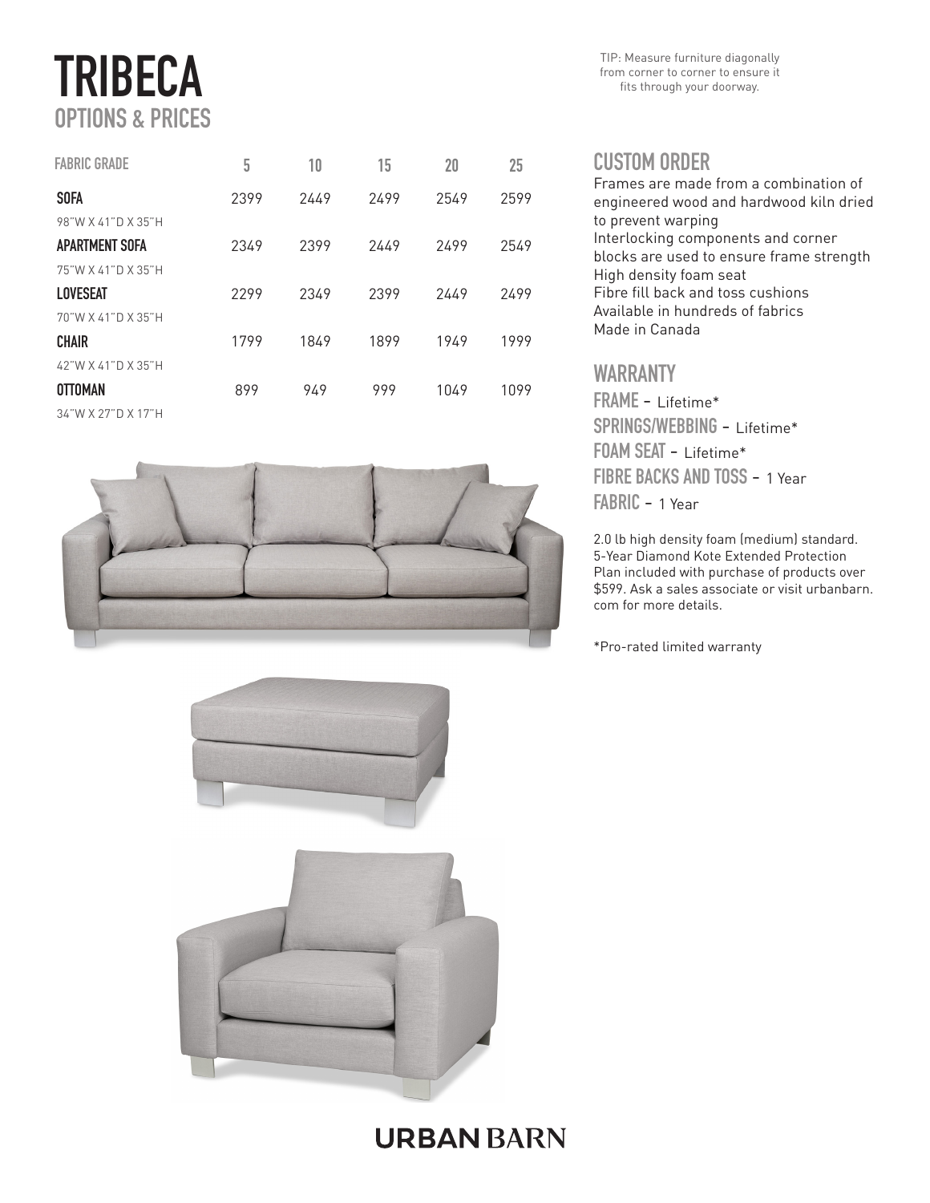# TRIBECA

## OPTIONS & PRICES

TIP: Measure furniture diagonally from corner to corner to ensure it fits through your doorway.

| FABRIC GRADE | 5 | 10 | 15 | 20 | 25 |
|---|---|---|---|---|---|
| **SOFA**<br>98"W X 41"D X 35"H | 2399 | 2449 | 2499 | 2549 | 2599 |
| **APARTMENT SOFA**<br>75"W X 41"D X 35"H | 2349 | 2399 | 2449 | 2499 | 2549 |
| **LOVESEAT**<br>70"W X 41"D X 35"H | 2299 | 2349 | 2399 | 2449 | 2499 |
| **CHAIR**<br>42"W X 41"D X 35"H | 1799 | 1849 | 1899 | 1949 | 1999 |
| **OTTOMAN**<br>34"W X 27"D X 17"H | 899 | 949 | 999 | 1049 | 1099 |

## CUSTOM ORDER

Frames are made from a combination of engineered wood and hardwood kiln dried to prevent warping
Interlocking components and corner blocks are used to ensure frame strength
High density foam seat
Fibre fill back and toss cushions
Available in hundreds of fabrics
Made in Canada

## WARRANTY

**FRAME** - Lifetime*
**SPRINGS/WEBBING** - Lifetime*
**FOAM SEAT** - Lifetime*
**FIBRE BACKS AND TOSS** - 1 Year
**FABRIC** - 1 Year

2.0 lb high density foam (medium) standard. 5-Year Diamond Kote Extended Protection Plan included with purchase of products over $599. Ask a sales associate or visit urbanbarn.com for more details.

*Pro-rated limited warranty

URBAN BARN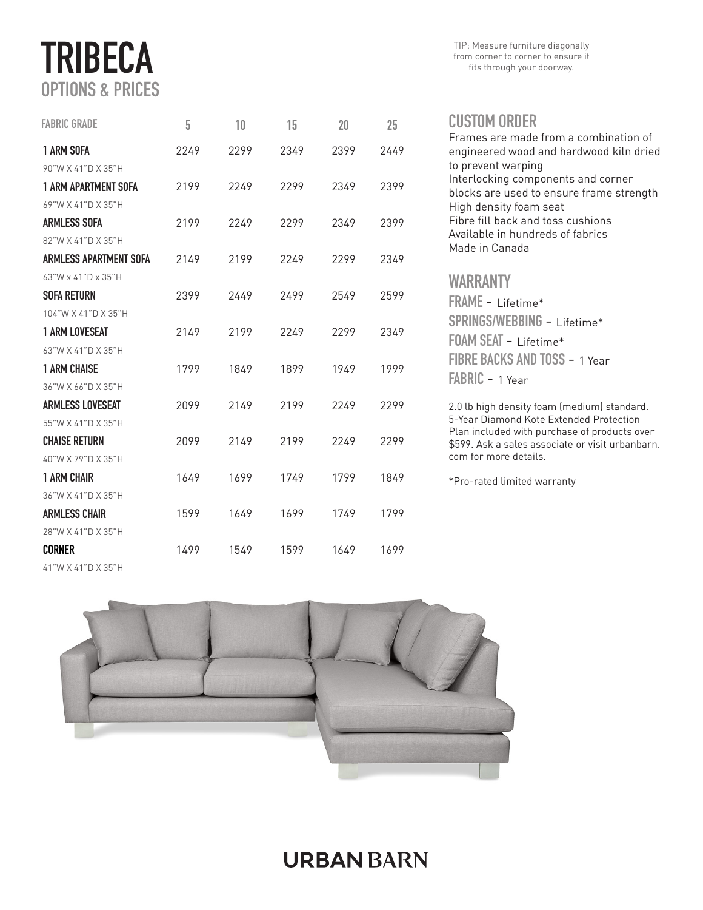# TRIBECA

## OPTIONS & PRICES

TIP: Measure furniture diagonally from corner to corner to ensure it fits through your doorway.

| FABRIC GRADE | 5 | 10 | 15 | 20 | 25 |
|---|---|---|---|---|---|
| **1 ARM SOFA**<br>90"W X 41"D X 35"H | 2249 | 2299 | 2349 | 2399 | 2449 |
| **1 ARM APARTMENT SOFA**<br>69"W X 41"D X 35"H | 2199 | 2249 | 2299 | 2349 | 2399 |
| **ARMLESS SOFA**<br>82"W X 41"D X 35"H | 2199 | 2249 | 2299 | 2349 | 2399 |
| **ARMLESS APARTMENT SOFA**<br>63"W x 41"D x 35"H | 2149 | 2199 | 2249 | 2299 | 2349 |
| **SOFA RETURN**<br>104"W X 41"D X 35"H | 2399 | 2449 | 2499 | 2549 | 2599 |
| **1 ARM LOVESEAT**<br>63"W X 41"D X 35"H | 2149 | 2199 | 2249 | 2299 | 2349 |
| **1 ARM CHAISE**<br>36"W X 66"D X 35"H | 1799 | 1849 | 1899 | 1949 | 1999 |
| **ARMLESS LOVESEAT**<br>55"W X 41"D X 35"H | 2099 | 2149 | 2199 | 2249 | 2299 |
| **CHAISE RETURN**<br>40"W X 79"D X 35"H | 2099 | 2149 | 2199 | 2249 | 2299 |
| **1 ARM CHAIR**<br>36"W X 41"D X 35"H | 1649 | 1699 | 1749 | 1799 | 1849 |
| **ARMLESS CHAIR**<br>28"W X 41"D X 35"H | 1599 | 1649 | 1699 | 1749 | 1799 |
| **CORNER**<br>41"W X 41"D X 35"H | 1499 | 1549 | 1599 | 1649 | 1699 |

## CUSTOM ORDER

Frames are made from a combination of engineered wood and hardwood kiln dried to prevent warping
Interlocking components and corner blocks are used to ensure frame strength
High density foam seat
Fibre fill back and toss cushions
Available in hundreds of fabrics
Made in Canada

## WARRANTY

**FRAME** - Lifetime*
**SPRINGS/WEBBING** - Lifetime*
**FOAM SEAT** - Lifetime*
**FIBRE BACKS AND TOSS** - 1 Year
**FABRIC** - 1 Year

2.0 lb high density foam (medium) standard. 5-Year Diamond Kote Extended Protection Plan included with purchase of products over $599. Ask a sales associate or visit urbanbarn.com for more details.

*Pro-rated limited warranty

URBAN BARN